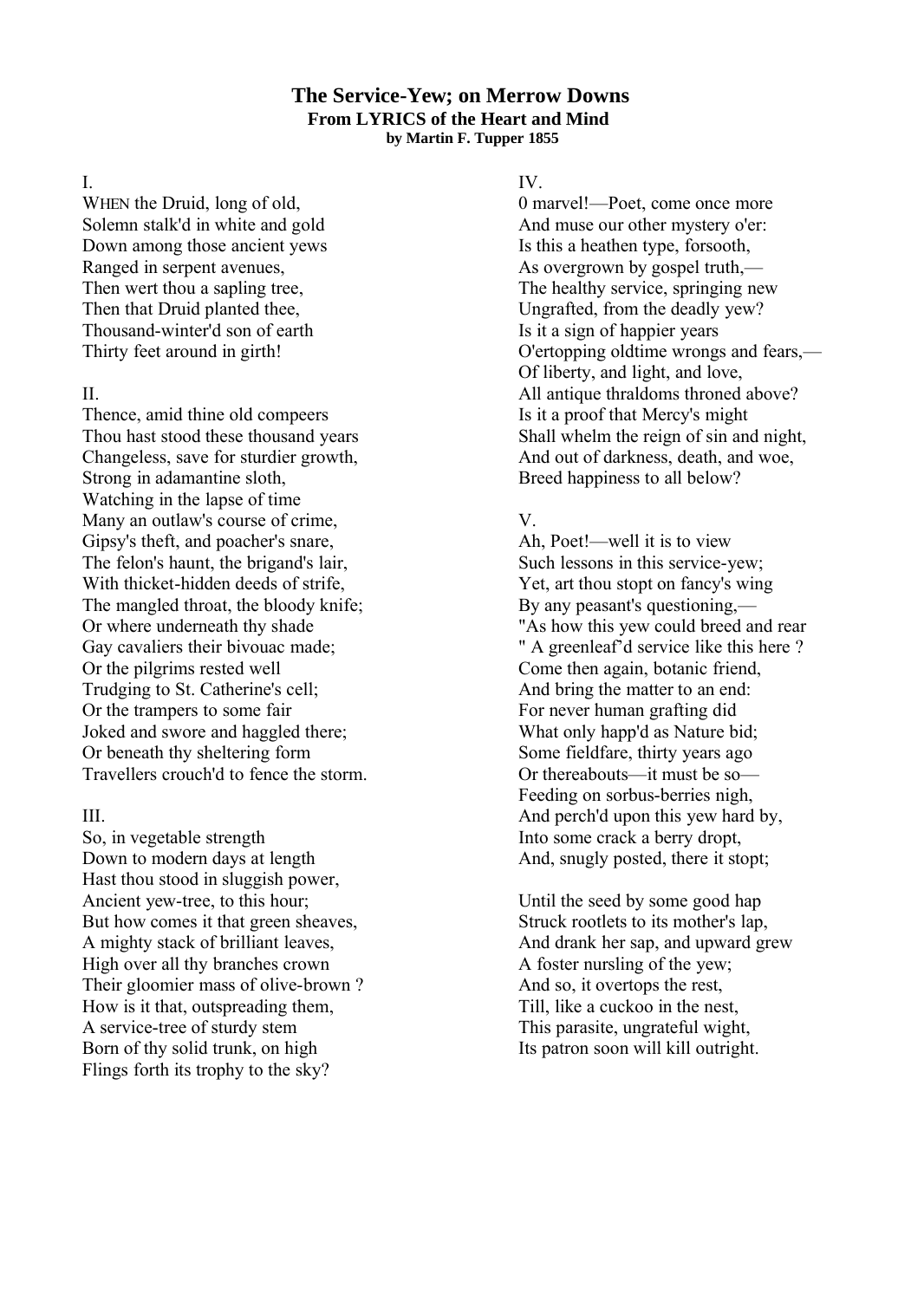# The Service-Yew; on Merrow Downs

### From LYRICS of the Heart and Mind

#### by Martin F. Tupper 1855

I.

WHEN the Druid, long of old,
Solemn stalk'd in white and gold
Down among those ancient yews
Ranged in serpent avenues,
Then wert thou a sapling tree,
Then that Druid planted thee,
Thousand-winter'd son of earth
Thirty feet around in girth!

II.

Thence, amid thine old compeers
Thou hast stood these thousand years
Changeless, save for sturdier growth,
Strong in adamantine sloth,
Watching in the lapse of time
Many an outlaw's course of crime,
Gipsy's theft, and poacher's snare,
The felon's haunt, the brigand's lair,
With thicket-hidden deeds of strife,
The mangled throat, the bloody knife;
Or where underneath thy shade
Gay cavaliers their bivouac made;
Or the pilgrims rested well
Trudging to St. Catherine's cell;
Or the trampers to some fair
Joked and swore and haggled there;
Or beneath thy sheltering form
Travellers crouch'd to fence the storm.

III.

So, in vegetable strength
Down to modern days at length
Hast thou stood in sluggish power,
Ancient yew-tree, to this hour;
But how comes it that green sheaves,
A mighty stack of brilliant leaves,
High over all thy branches crown
Their gloomier mass of olive-brown ?
How is it that, outspreading them,
A service-tree of sturdy stem
Born of thy solid trunk, on high
Flings forth its trophy to the sky?

IV.

0 marvel!—Poet, come once more
And muse our other mystery o'er:
Is this a heathen type, forsooth,
As overgrown by gospel truth,—
The healthy service, springing new
Ungrafted, from the deadly yew?
Is it a sign of happier years
O'ertopping oldtime wrongs and fears,—
Of liberty, and light, and love,
All antique thraldoms throned above?
Is it a proof that Mercy's might
Shall whelm the reign of sin and night,
And out of darkness, death, and woe,
Breed happiness to all below?

V.

Ah, Poet!—well it is to view
Such lessons in this service-yew;
Yet, art thou stopt on fancy's wing
By any peasant's questioning,—
"As how this yew could breed and rear
" A greenleaf'd service like this here ?
Come then again, botanic friend,
And bring the matter to an end:
For never human grafting did
What only happ'd as Nature bid;
Some fieldfare, thirty years ago
Or thereabouts—it must be so—
Feeding on sorbus-berries nigh,
And perch'd upon this yew hard by,
Into some crack a berry dropt,
And, snugly posted, there it stopt;

Until the seed by some good hap
Struck rootlets to its mother's lap,
And drank her sap, and upward grew
A foster nursling of the yew;
And so, it overtops the rest,
Till, like a cuckoo in the nest,
This parasite, ungrateful wight,
Its patron soon will kill outright.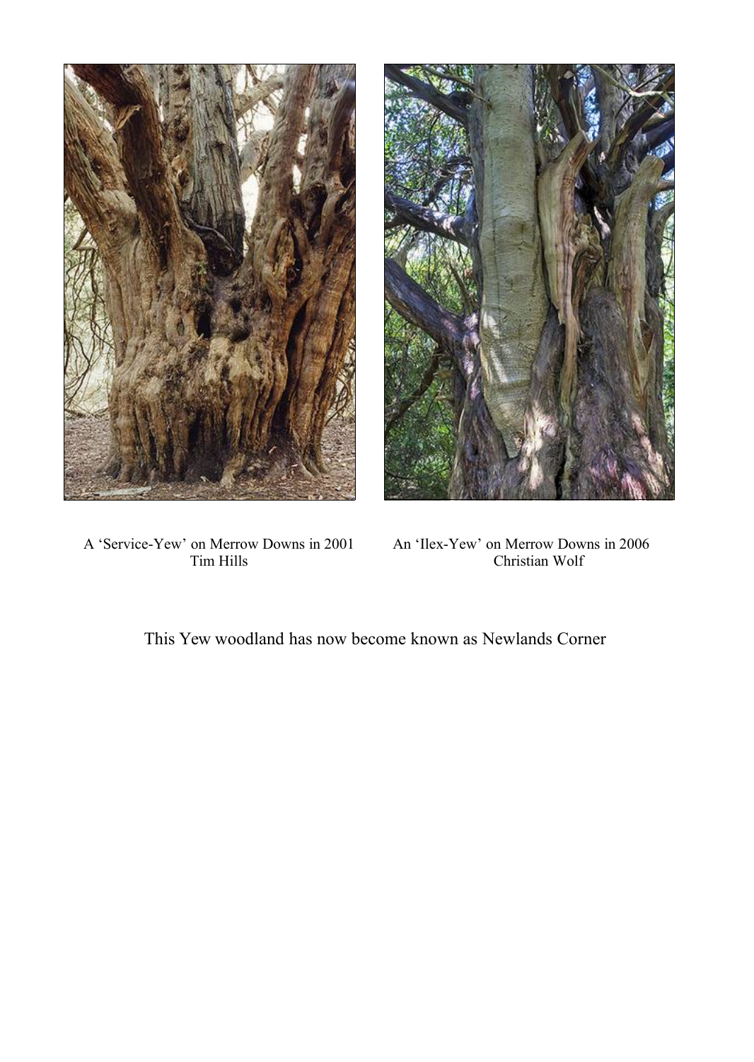A ‘Service-Yew’ on Merrow Downs in 2001
Tim Hills

An ‘Ilex-Yew’ on Merrow Downs in 2006
Christian Wolf

This Yew woodland has now become known as Newlands Corner